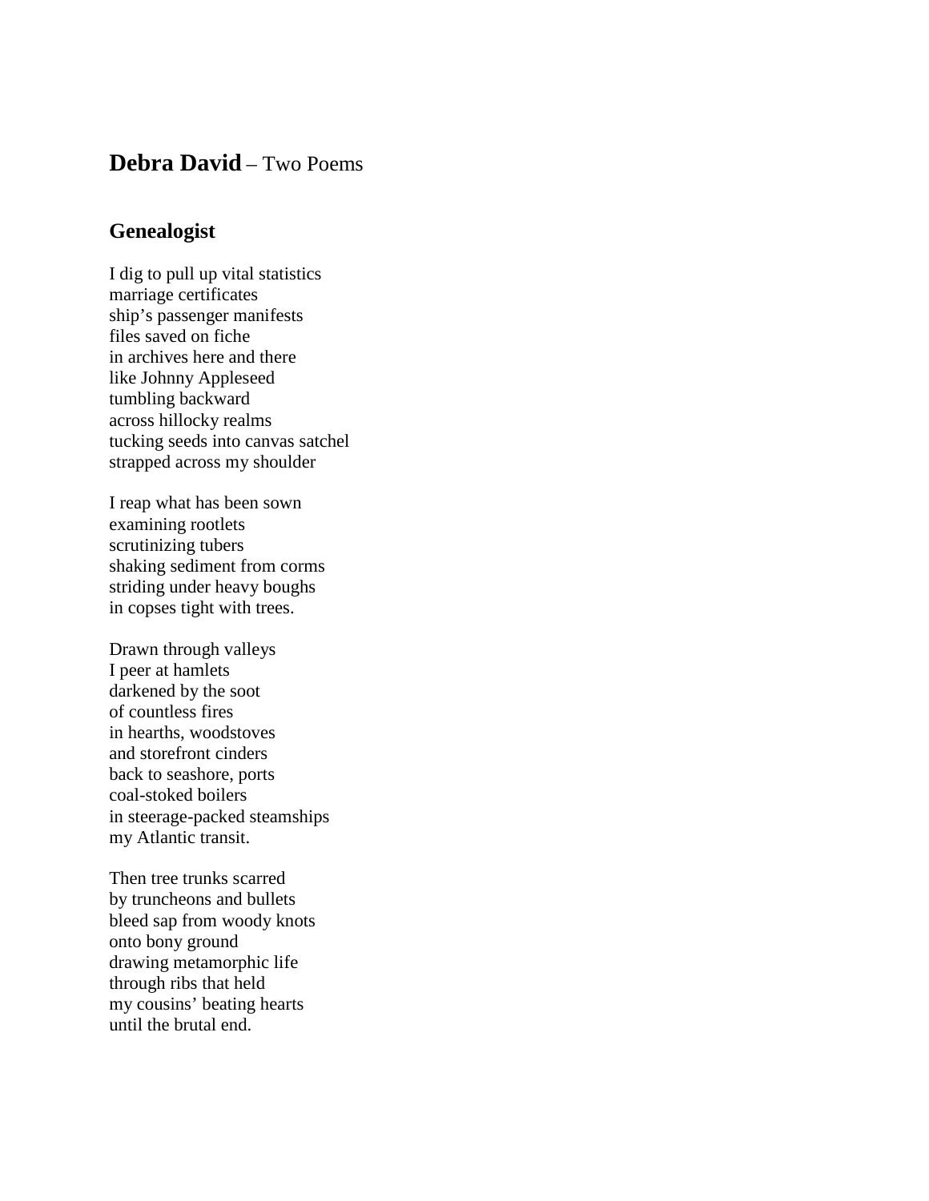# **Debra David** – Two Poems

## Genealogist

I dig to pull up vital statistics  
marriage certificates  
ship's passenger manifests  
files saved on fiche  
in archives here and there  
like Johnny Appleseed  
tumbling backward  
across hillocky realms  
tucking seeds into canvas satchel  
strapped across my shoulder

I reap what has been sown  
examining rootlets  
scrutinizing tubers  
shaking sediment from corms  
striding under heavy boughs  
in copses tight with trees.

Drawn through valleys  
I peer at hamlets  
darkened by the soot  
of countless fires  
in hearths, woodstoves  
and storefront cinders  
back to seashore, ports  
coal-stoked boilers  
in steerage-packed steamships  
my Atlantic transit.

Then tree trunks scarred  
by truncheons and bullets  
bleed sap from woody knots  
onto bony ground  
drawing metamorphic life  
through ribs that held  
my cousins' beating hearts  
until the brutal end.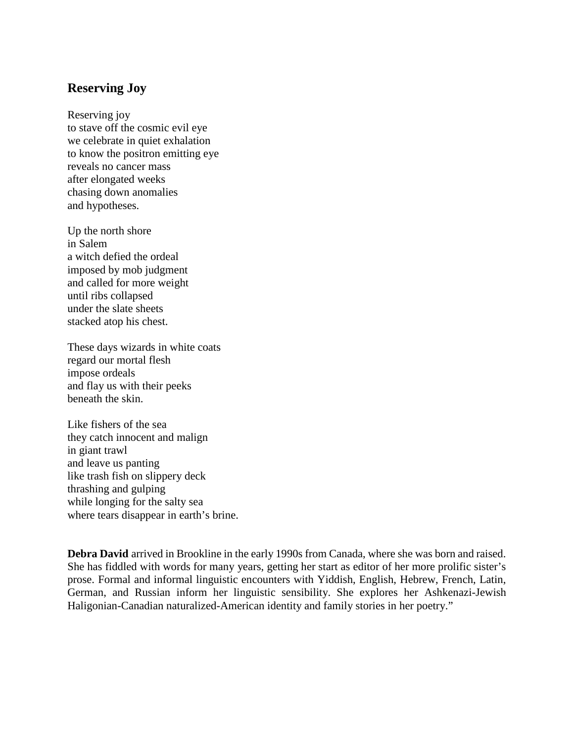## Reserving Joy

Reserving joy  
to stave off the cosmic evil eye  
we celebrate in quiet exhalation  
to know the positron emitting eye  
reveals no cancer mass  
after elongated weeks  
chasing down anomalies  
and hypotheses.

Up the north shore  
in Salem  
a witch defied the ordeal  
imposed by mob judgment  
and called for more weight  
until ribs collapsed  
under the slate sheets  
stacked atop his chest.

These days wizards in white coats  
regard our mortal flesh  
impose ordeals  
and flay us with their peeks  
beneath the skin.

Like fishers of the sea  
they catch innocent and malign  
in giant trawl  
and leave us panting  
like trash fish on slippery deck  
thrashing and gulping  
while longing for the salty sea  
where tears disappear in earth's brine.

**Debra David** arrived in Brookline in the early 1990s from Canada, where she was born and raised. She has fiddled with words for many years, getting her start as editor of her more prolific sister's prose. Formal and informal linguistic encounters with Yiddish, English, Hebrew, French, Latin, German, and Russian inform her linguistic sensibility. She explores her Ashkenazi-Jewish Haligonian-Canadian naturalized-American identity and family stories in her poetry."